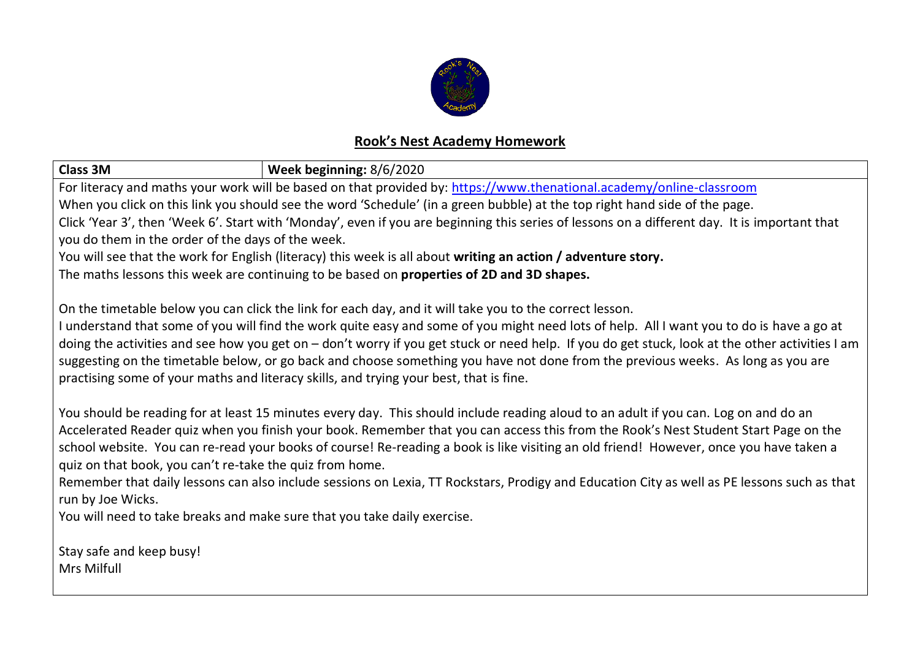## Rook's Nest Academy Homework

| Class 3M | Week beginning: 8/6/2020 |
|---|---|

For literacy and maths your work will be based on that provided by: https://www.thenational.academy/online-classroom

When you click on this link you should see the word 'Schedule' (in a green bubble) at the top right hand side of the page.

Click 'Year 3', then 'Week 6'. Start with 'Monday', even if you are beginning this series of lessons on a different day. It is important that you do them in the order of the days of the week.

You will see that the work for English (literacy) this week is all about **writing an action / adventure story.**

The maths lessons this week are continuing to be based on **properties of 2D and 3D shapes.**

On the timetable below you can click the link for each day, and it will take you to the correct lesson.

I understand that some of you will find the work quite easy and some of you might need lots of help. All I want you to do is have a go at doing the activities and see how you get on – don't worry if you get stuck or need help. If you do get stuck, look at the other activities I am suggesting on the timetable below, or go back and choose something you have not done from the previous weeks. As long as you are practising some of your maths and literacy skills, and trying your best, that is fine.

You should be reading for at least 15 minutes every day. This should include reading aloud to an adult if you can. Log on and do an Accelerated Reader quiz when you finish your book. Remember that you can access this from the Rook's Nest Student Start Page on the school website. You can re-read your books of course! Re-reading a book is like visiting an old friend! However, once you have taken a quiz on that book, you can't re-take the quiz from home.

Remember that daily lessons can also include sessions on Lexia, TT Rockstars, Prodigy and Education City as well as PE lessons such as that run by Joe Wicks.

You will need to take breaks and make sure that you take daily exercise.

Stay safe and keep busy!
Mrs Milfull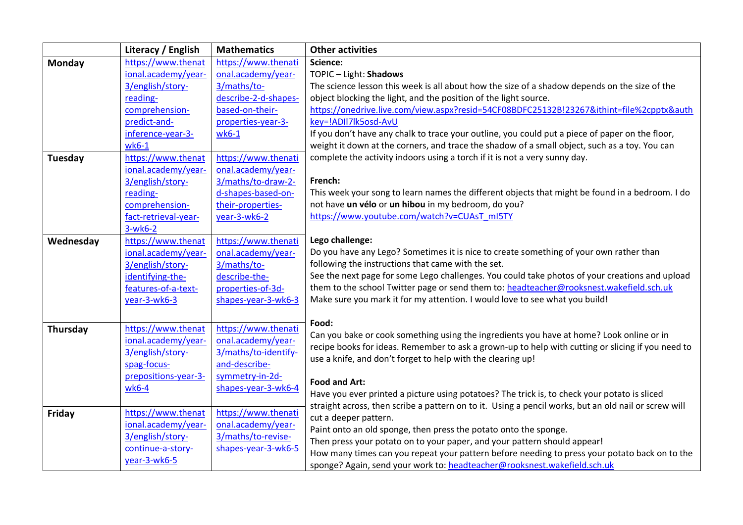| | Literacy / English | Mathematics | Other activities |
|---|---|---|---|
| **Monday** | https://www.thenational.academy/year-3/english/story-reading-comprehension-predict-and-inference-year-3-wk6-1 | https://www.thenational.academy/year-3/maths/to-describe-2-d-shapes-based-on-their-properties-year-3-wk6-1 | **Science:**<br>TOPIC – Light: **Shadows**<br>The science lesson this week is all about how the size of a shadow depends on the size of the object blocking the light, and the position of the light source.<br>https://onedrive.live.com/view.aspx?resid=54CF08BDFC25132B!23267&ithint=file%2cpptx&authkey=!ADIl7lk5osd-AvU<br>If you don't have any chalk to trace your outline, you could put a piece of paper on the floor, weight it down at the corners, and trace the shadow of a small object, such as a toy. You can complete the activity indoors using a torch if it is not a very sunny day.<br><br>**French:**<br>This week your song to learn names the different objects that might be found in a bedroom. I do not have **un vélo** or **un hibou** in my bedroom, do you?<br>https://www.youtube.com/watch?v=CUAsT_mI5TY<br><br>**Lego challenge:**<br>Do you have any Lego? Sometimes it is nice to create something of your own rather than following the instructions that came with the set.<br>See the next page for some Lego challenges. You could take photos of your creations and upload them to the school Twitter page or send them to: headteacher@rooksnest.wakefield.sch.uk<br>Make sure you mark it for my attention. I would love to see what you build!<br><br>**Food:**<br>Can you bake or cook something using the ingredients you have at home? Look online or in recipe books for ideas. Remember to ask a grown-up to help with cutting or slicing if you need to use a knife, and don't forget to help with the clearing up!<br><br>**Food and Art:**<br>Have you ever printed a picture using potatoes? The trick is, to check your potato is sliced straight across, then scribe a pattern on to it. Using a pencil works, but an old nail or screw will cut a deeper pattern.<br>Paint onto an old sponge, then press the potato onto the sponge.<br>Then press your potato on to your paper, and your pattern should appear!<br>How many times can you repeat your pattern before needing to press your potato back on to the sponge? Again, send your work to: headteacher@rooksnest.wakefield.sch.uk |
| **Tuesday** | https://www.thenational.academy/year-3/english/story-reading-comprehension-fact-retrieval-year-3-wk6-2 | https://www.thenational.academy/year-3/maths/to-draw-2-d-shapes-based-on-their-properties-year-3-wk6-2 | |
| **Wednesday** | https://www.thenational.academy/year-3/english/story-identifying-the-features-of-a-text-year-3-wk6-3 | https://www.thenational.academy/year-3/maths/to-describe-the-properties-of-3d-shapes-year-3-wk6-3 | |
| **Thursday** | https://www.thenational.academy/year-3/english/story-spag-focus-prepositions-year-3-wk6-4 | https://www.thenational.academy/year-3/maths/to-identify-and-describe-symmetry-in-2d-shapes-year-3-wk6-4 | |
| **Friday** | https://www.thenational.academy/year-3/english/story-continue-a-story-year-3-wk6-5 | https://www.thenational.academy/year-3/maths/to-revise-shapes-year-3-wk6-5 | |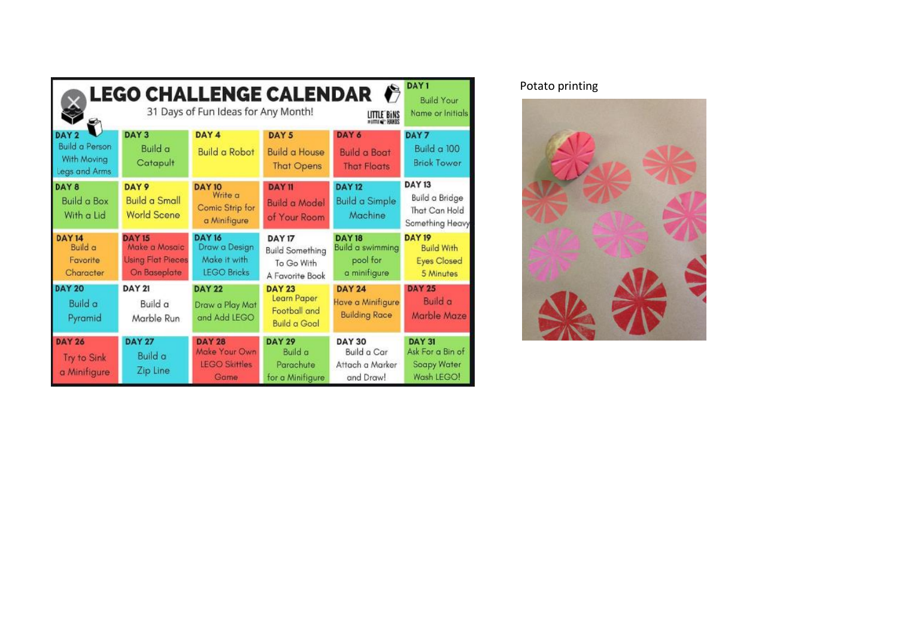# LEGO CHALLENGE CALENDAR

31 Days of Fun Ideas for Any Month!

| | | | | | |
|---|---|---|---|---|---|
| | | | | | DAY 1 Build Your Name or Initials |
| DAY 2 Build a Person With Moving Legs and Arms | DAY 3 Build a Catapult | DAY 4 Build a Robot | DAY 5 Build a House That Opens | DAY 6 Build a Boat That Floats | DAY 7 Build a 100 Brick Tower |
| DAY 8 Build a Box With a Lid | DAY 9 Build a Small World Scene | DAY 10 Write a Comic Strip for a Minifigure | DAY 11 Build a Model of Your Room | DAY 12 Build a Simple Machine | DAY 13 Build a Bridge That Can Hold Something Heavy |
| DAY 14 Build a Favorite Character | DAY 15 Make a Mosaic Using Flat Pieces On Baseplate | DAY 16 Draw a Design Make it with LEGO Bricks | DAY 17 Build Something To Go With A Favorite Book | DAY 18 Build a swimming pool for a minifigure | DAY 19 Build With Eyes Closed 5 Minutes |
| DAY 20 Build a Pyramid | DAY 21 Build a Marble Run | DAY 22 Draw a Play Mat and Add LEGO | DAY 23 Learn Paper Football and Build a Goal | DAY 24 Have a Minifigure Building Race | DAY 25 Build a Marble Maze |
| DAY 26 Try to Sink a Minifigure | DAY 27 Build a Zip Line | DAY 28 Make Your Own LEGO Skittles Game | DAY 29 Build a Parachute for a Minifigure | DAY 30 Build a Car Attach a Marker and Draw! | DAY 31 Ask For a Bin of Soapy Water Wash LEGO! |

Potato printing